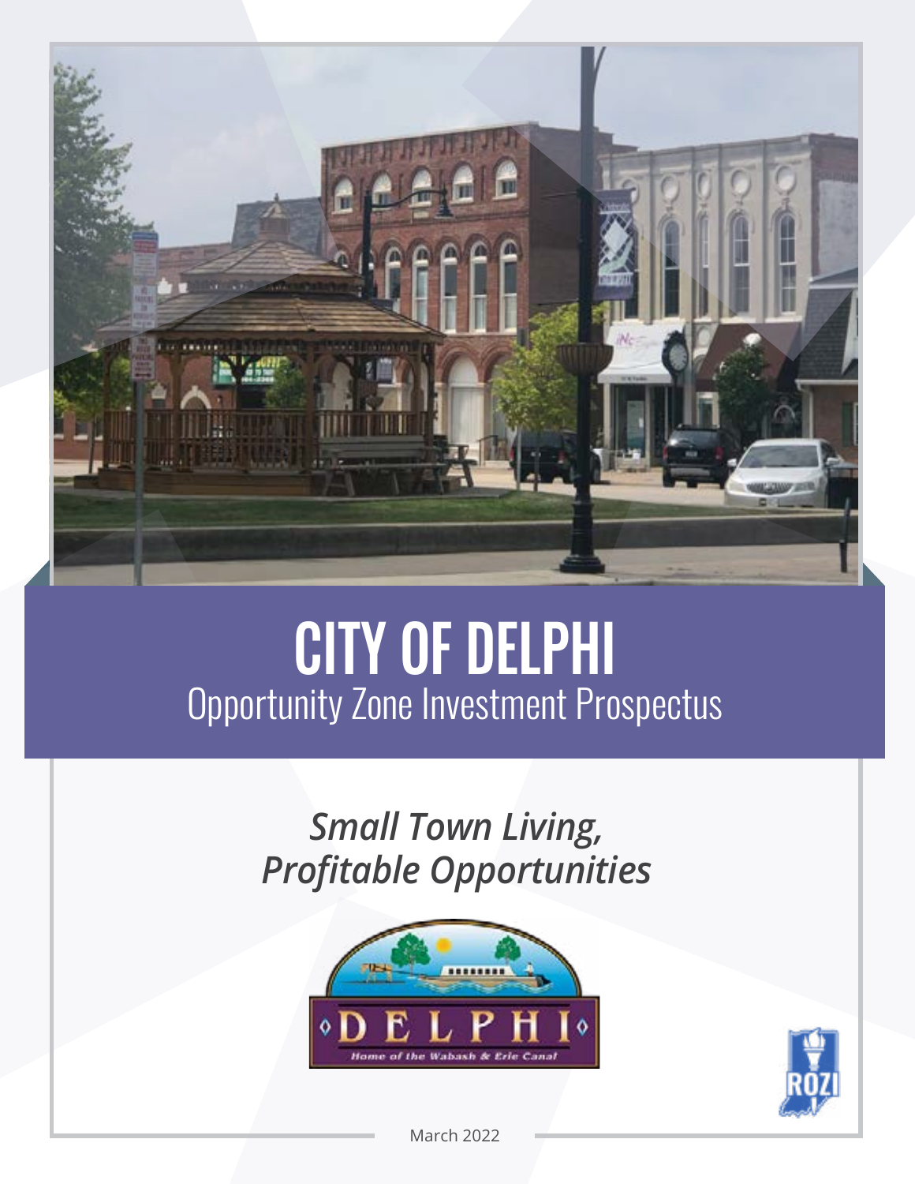# CITY OF DELPHI

## Opportunity Zone Investment Prospectus

***Small Town Living, Profitable Opportunities***

March 2022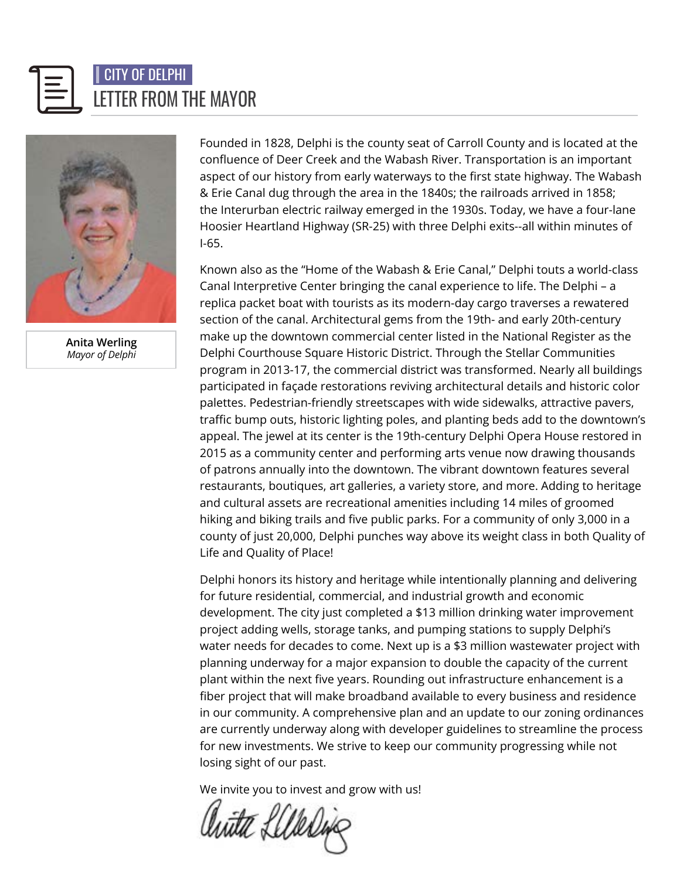CITY OF DELPHI

# LETTER FROM THE MAYOR

**Anita Werling**
*Mayor of Delphi*

Founded in 1828, Delphi is the county seat of Carroll County and is located at the confluence of Deer Creek and the Wabash River. Transportation is an important aspect of our history from early waterways to the first state highway. The Wabash & Erie Canal dug through the area in the 1840s; the railroads arrived in 1858; the Interurban electric railway emerged in the 1930s. Today, we have a four-lane Hoosier Heartland Highway (SR-25) with three Delphi exits--all within minutes of I-65.

Known also as the "Home of the Wabash & Erie Canal," Delphi touts a world-class Canal Interpretive Center bringing the canal experience to life. The Delphi – a replica packet boat with tourists as its modern-day cargo traverses a rewatered section of the canal. Architectural gems from the 19th- and early 20th-century make up the downtown commercial center listed in the National Register as the Delphi Courthouse Square Historic District. Through the Stellar Communities program in 2013-17, the commercial district was transformed. Nearly all buildings participated in façade restorations reviving architectural details and historic color palettes. Pedestrian-friendly streetscapes with wide sidewalks, attractive pavers, traffic bump outs, historic lighting poles, and planting beds add to the downtown's appeal. The jewel at its center is the 19th-century Delphi Opera House restored in 2015 as a community center and performing arts venue now drawing thousands of patrons annually into the downtown. The vibrant downtown features several restaurants, boutiques, art galleries, a variety store, and more. Adding to heritage and cultural assets are recreational amenities including 14 miles of groomed hiking and biking trails and five public parks. For a community of only 3,000 in a county of just 20,000, Delphi punches way above its weight class in both Quality of Life and Quality of Place!

Delphi honors its history and heritage while intentionally planning and delivering for future residential, commercial, and industrial growth and economic development. The city just completed a $13 million drinking water improvement project adding wells, storage tanks, and pumping stations to supply Delphi's water needs for decades to come. Next up is a $3 million wastewater project with planning underway for a major expansion to double the capacity of the current plant within the next five years. Rounding out infrastructure enhancement is a fiber project that will make broadband available to every business and residence in our community. A comprehensive plan and an update to our zoning ordinances are currently underway along with developer guidelines to streamline the process for new investments. We strive to keep our community progressing while not losing sight of our past.

We invite you to invest and grow with us!

Anita Werling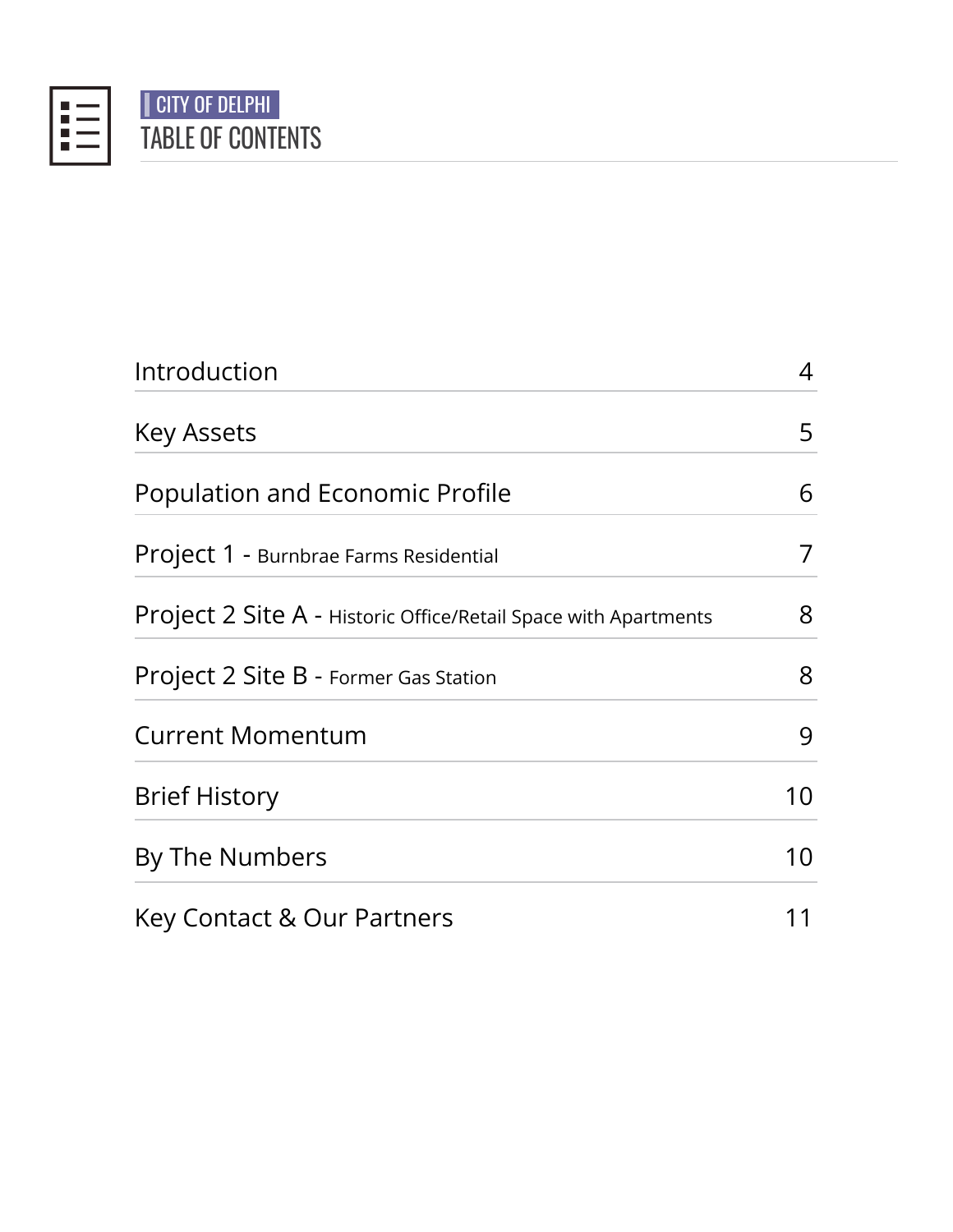CITY OF DELPHI

# TABLE OF CONTENTS

| | |
|---|---|
| Introduction | 4 |
| Key Assets | 5 |
| Population and Economic Profile | 6 |
| Project 1 - Burnbrae Farms Residential | 7 |
| Project 2 Site A - Historic Office/Retail Space with Apartments | 8 |
| Project 2 Site B - Former Gas Station | 8 |
| Current Momentum | 9 |
| Brief History | 10 |
| By The Numbers | 10 |
| Key Contact & Our Partners | 11 |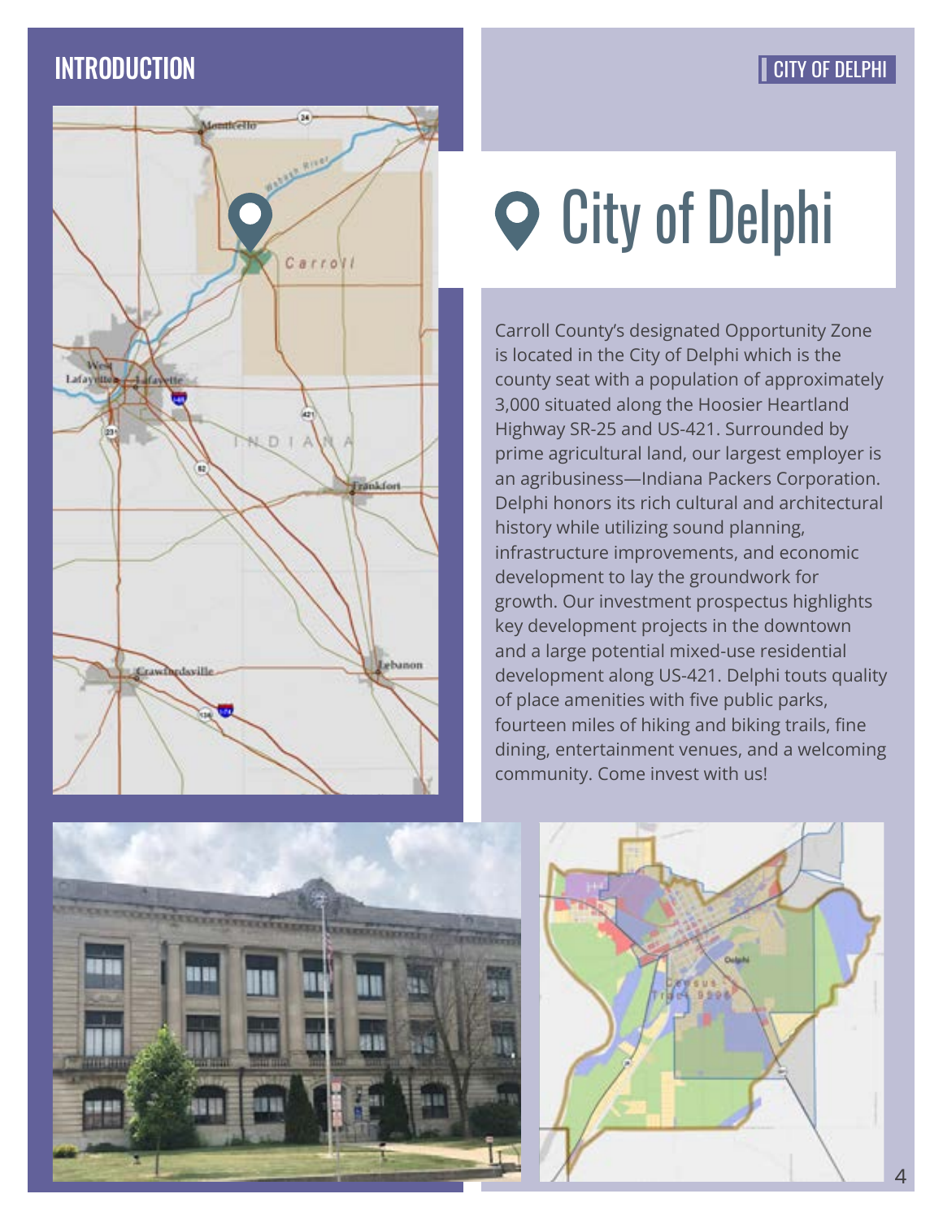## INTRODUCTION

# City of Delphi

Carroll County's designated Opportunity Zone is located in the City of Delphi which is the county seat with a population of approximately 3,000 situated along the Hoosier Heartland Highway SR-25 and US-421. Surrounded by prime agricultural land, our largest employer is an agribusiness—Indiana Packers Corporation. Delphi honors its rich cultural and architectural history while utilizing sound planning, infrastructure improvements, and economic development to lay the groundwork for growth. Our investment prospectus highlights key development projects in the downtown and a large potential mixed-use residential development along US-421. Delphi touts quality of place amenities with five public parks, fourteen miles of hiking and biking trails, fine dining, entertainment venues, and a welcoming community. Come invest with us!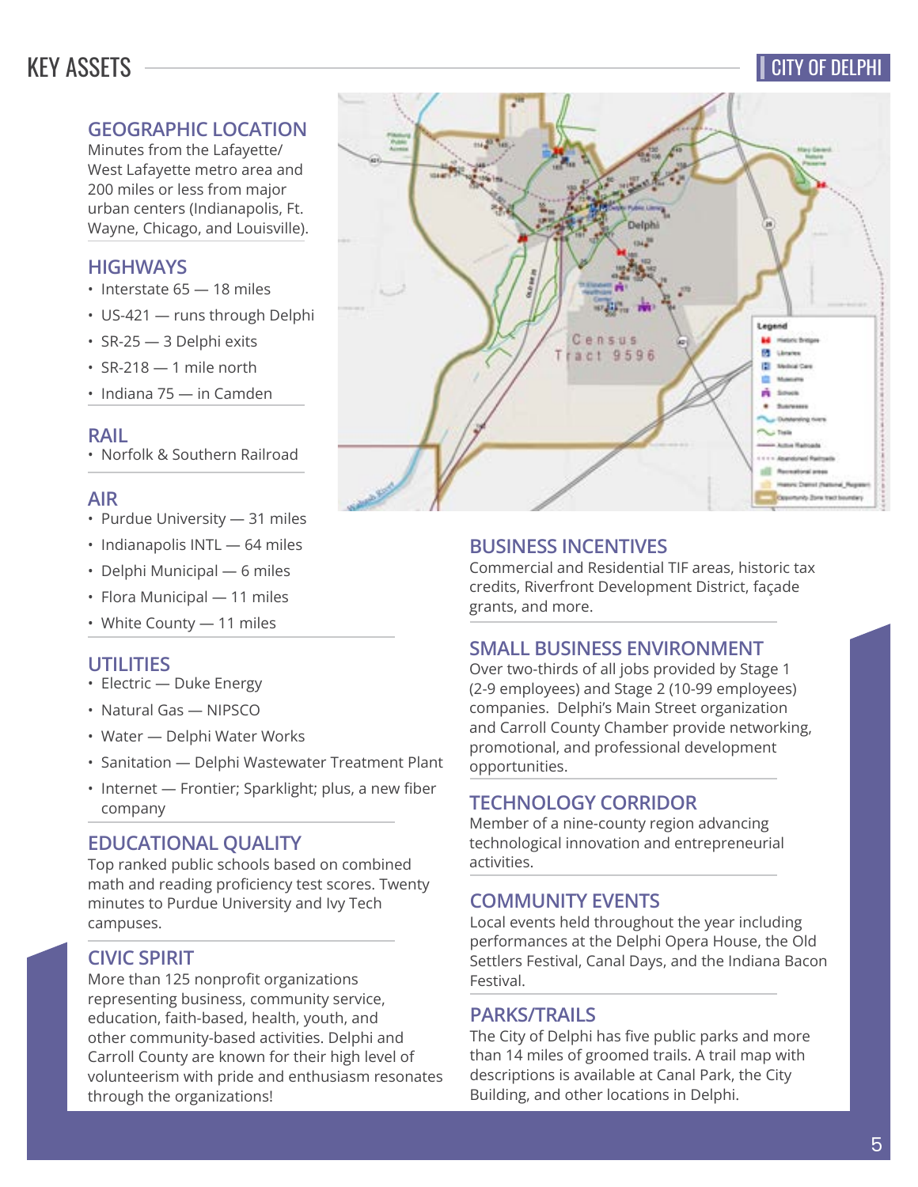# KEY ASSETS

## GEOGRAPHIC LOCATION

Minutes from the Lafayette/ West Lafayette metro area and 200 miles or less from major urban centers (Indianapolis, Ft. Wayne, Chicago, and Louisville).

## HIGHWAYS

- Interstate 65 — 18 miles
- US-421 — runs through Delphi
- SR-25 — 3 Delphi exits
- SR-218 — 1 mile north
- Indiana 75 — in Camden

## RAIL

- Norfolk & Southern Railroad

## AIR

- Purdue University — 31 miles
- Indianapolis INTL — 64 miles
- Delphi Municipal — 6 miles
- Flora Municipal — 11 miles
- White County — 11 miles

## UTILITIES

- Electric — Duke Energy
- Natural Gas — NIPSCO
- Water — Delphi Water Works
- Sanitation — Delphi Wastewater Treatment Plant
- Internet — Frontier; Sparklight; plus, a new fiber company

## EDUCATIONAL QUALITY

Top ranked public schools based on combined math and reading proficiency test scores. Twenty minutes to Purdue University and Ivy Tech campuses.

## CIVIC SPIRIT

More than 125 nonprofit organizations representing business, community service, education, faith-based, health, youth, and other community-based activities. Delphi and Carroll County are known for their high level of volunteerism with pride and enthusiasm resonates through the organizations!

## BUSINESS INCENTIVES

Commercial and Residential TIF areas, historic tax credits, Riverfront Development District, façade grants, and more.

## SMALL BUSINESS ENVIRONMENT

Over two-thirds of all jobs provided by Stage 1 (2-9 employees) and Stage 2 (10-99 employees) companies. Delphi's Main Street organization and Carroll County Chamber provide networking, promotional, and professional development opportunities.

## TECHNOLOGY CORRIDOR

Member of a nine-county region advancing technological innovation and entrepreneurial activities.

## COMMUNITY EVENTS

Local events held throughout the year including performances at the Delphi Opera House, the Old Settlers Festival, Canal Days, and the Indiana Bacon Festival.

## PARKS/TRAILS

The City of Delphi has five public parks and more than 14 miles of groomed trails. A trail map with descriptions is available at Canal Park, the City Building, and other locations in Delphi.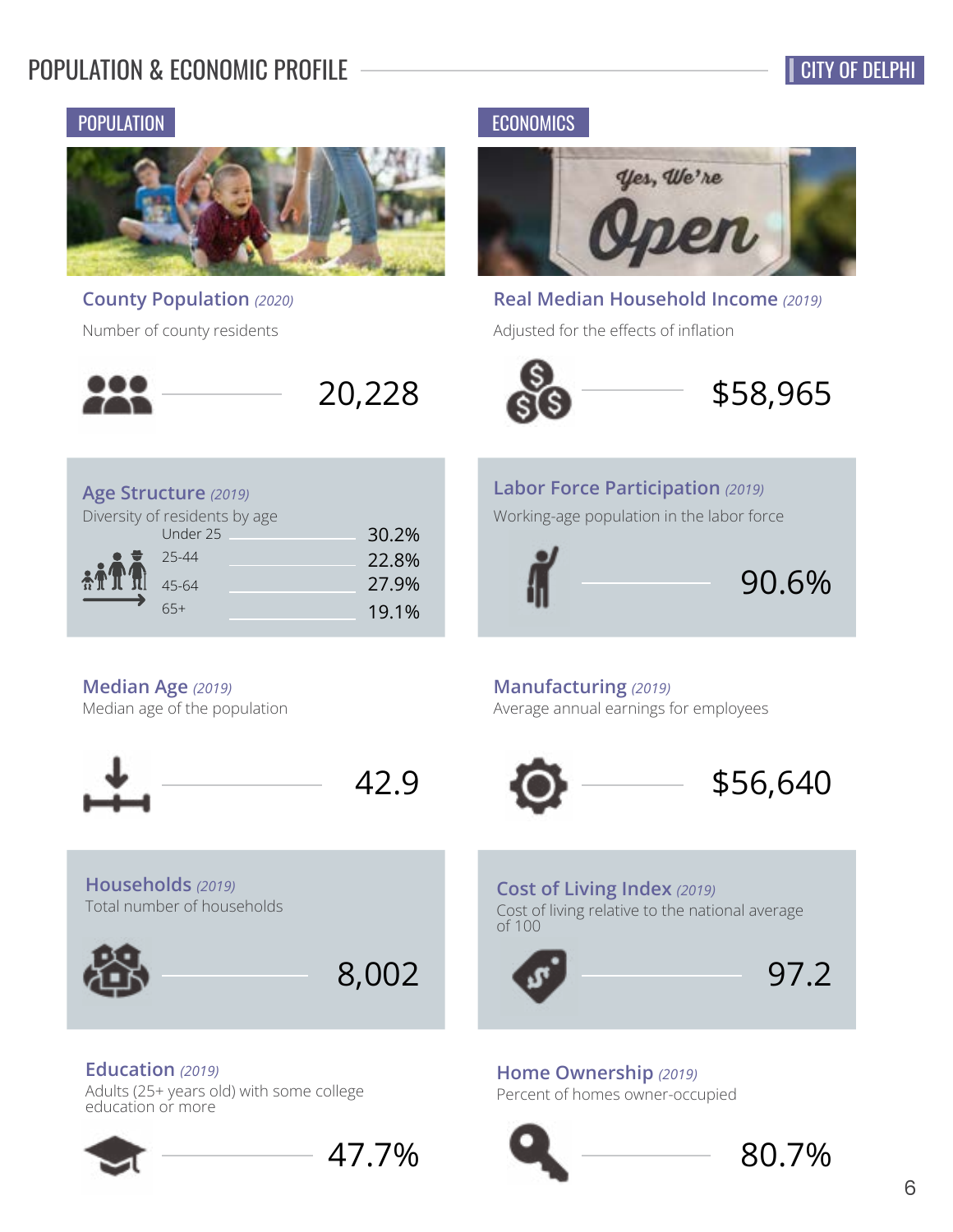# POPULATION & ECONOMIC PROFILE

CITY OF DELPHI

## POPULATION

### County Population *(2020)*

Number of county residents

20,228

### Age Structure *(2019)*

Diversity of residents by age

| Age | Percent |
| --- | --- |
| Under 25 | 30.2% |
| 25-44 | 22.8% |
| 45-64 | 27.9% |
| 65+ | 19.1% |

### Median Age *(2019)*

Median age of the population

42.9

### Households *(2019)*

Total number of households

8,002

### Education *(2019)*

Adults (25+ years old) with some college education or more

47.7%

## ECONOMICS

### Real Median Household Income *(2019)*

Adjusted for the effects of inflation

$58,965

### Labor Force Participation *(2019)*

Working-age population in the labor force

90.6%

### Manufacturing *(2019)*

Average annual earnings for employees

$56,640

### Cost of Living Index *(2019)*

Cost of living relative to the national average of 100

97.2

### Home Ownership *(2019)*

Percent of homes owner-occupied

80.7%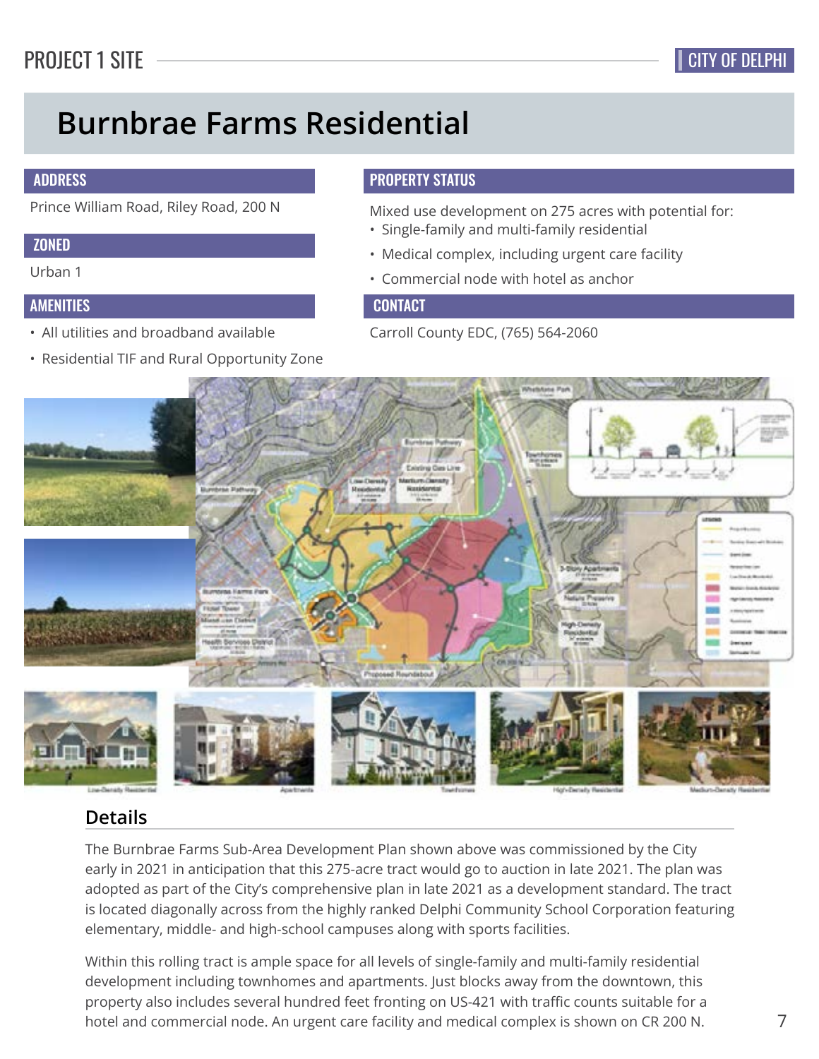# Burnbrae Farms Residential

## ADDRESS

Prince William Road, Riley Road, 200 N

## ZONED

Urban 1

## AMENITIES

- All utilities and broadband available
- Residential TIF and Rural Opportunity Zone

## PROPERTY STATUS

Mixed use development on 275 acres with potential for:

- Single-family and multi-family residential
- Medical complex, including urgent care facility
- Commercial node with hotel as anchor

## CONTACT

Carroll County EDC, (765) 564-2060

## Details

The Burnbrae Farms Sub-Area Development Plan shown above was commissioned by the City early in 2021 in anticipation that this 275-acre tract would go to auction in late 2021. The plan was adopted as part of the City's comprehensive plan in late 2021 as a development standard. The tract is located diagonally across from the highly ranked Delphi Community School Corporation featuring elementary, middle- and high-school campuses along with sports facilities.

Within this rolling tract is ample space for all levels of single-family and multi-family residential development including townhomes and apartments. Just blocks away from the downtown, this property also includes several hundred feet fronting on US-421 with traffic counts suitable for a hotel and commercial node. An urgent care facility and medical complex is shown on CR 200 N.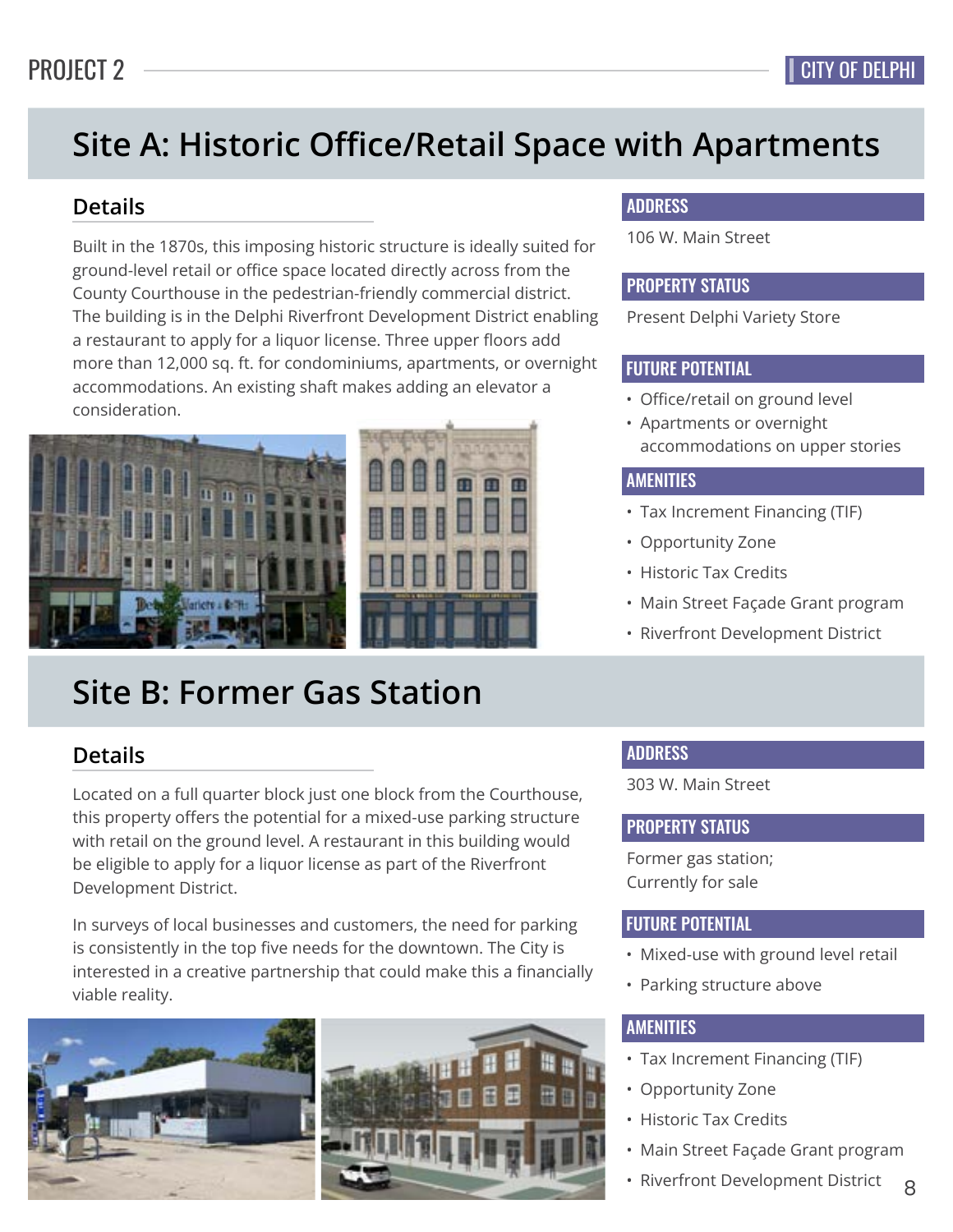# Site A: Historic Office/Retail Space with Apartments

## Details

Built in the 1870s, this imposing historic structure is ideally suited for ground-level retail or office space located directly across from the County Courthouse in the pedestrian-friendly commercial district. The building is in the Delphi Riverfront Development District enabling a restaurant to apply for a liquor license. Three upper floors add more than 12,000 sq. ft. for condominiums, apartments, or overnight accommodations. An existing shaft makes adding an elevator a consideration.

### ADDRESS

106 W. Main Street

### PROPERTY STATUS

Present Delphi Variety Store

### FUTURE POTENTIAL

- Office/retail on ground level
- Apartments or overnight accommodations on upper stories

### AMENITIES

- Tax Increment Financing (TIF)
- Opportunity Zone
- Historic Tax Credits
- Main Street Façade Grant program
- Riverfront Development District

# Site B: Former Gas Station

## Details

Located on a full quarter block just one block from the Courthouse, this property offers the potential for a mixed-use parking structure with retail on the ground level. A restaurant in this building would be eligible to apply for a liquor license as part of the Riverfront Development District.

In surveys of local businesses and customers, the need for parking is consistently in the top five needs for the downtown. The City is interested in a creative partnership that could make this a financially viable reality.

### ADDRESS

303 W. Main Street

### PROPERTY STATUS

Former gas station;
Currently for sale

### FUTURE POTENTIAL

- Mixed-use with ground level retail
- Parking structure above

### AMENITIES

- Tax Increment Financing (TIF)
- Opportunity Zone
- Historic Tax Credits
- Main Street Façade Grant program
- Riverfront Development District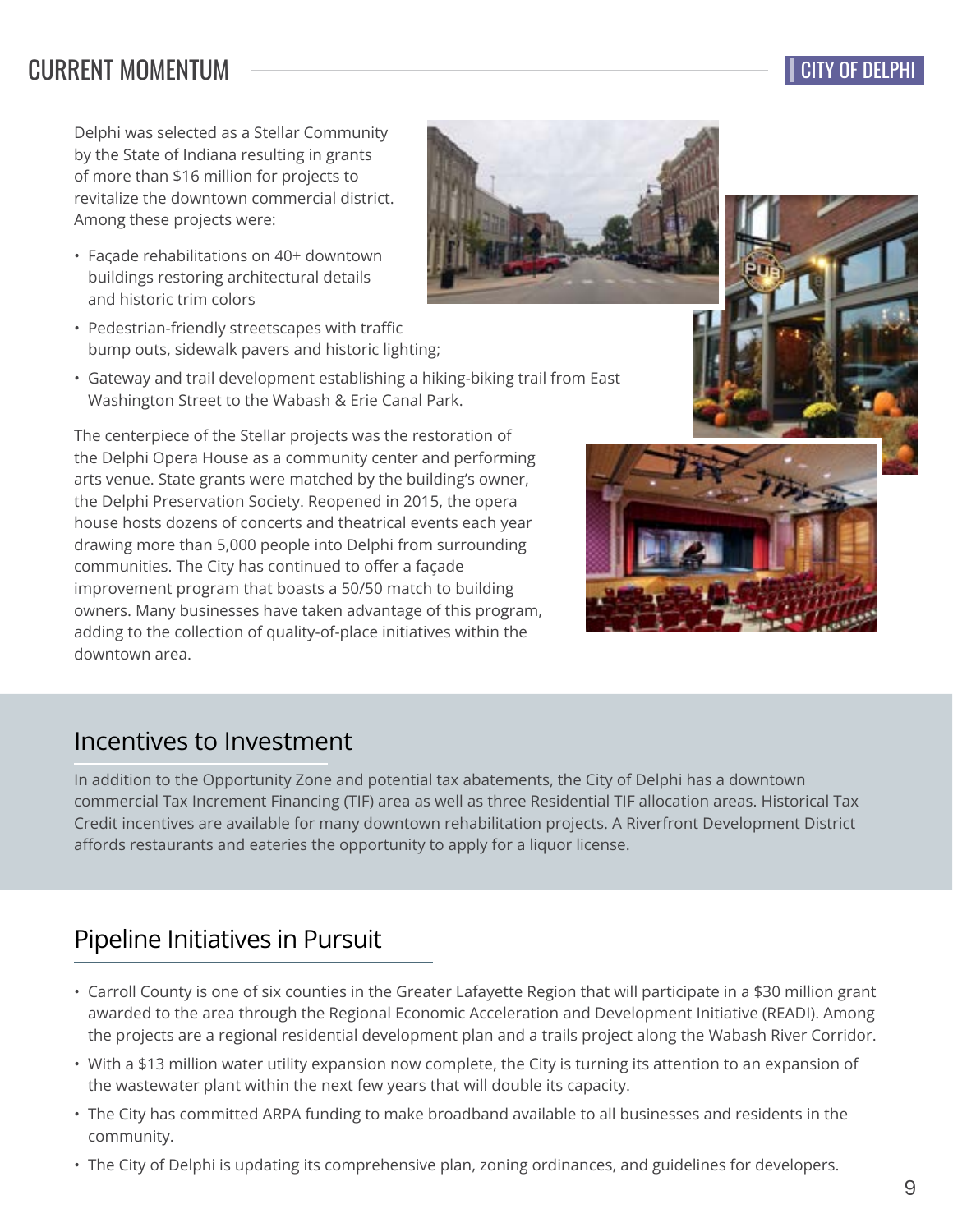# CURRENT MOMENTUM

Delphi was selected as a Stellar Community by the State of Indiana resulting in grants of more than $16 million for projects to revitalize the downtown commercial district. Among these projects were:

- Façade rehabilitations on 40+ downtown buildings restoring architectural details and historic trim colors
- Pedestrian-friendly streetscapes with traffic bump outs, sidewalk pavers and historic lighting;
- Gateway and trail development establishing a hiking-biking trail from East Washington Street to the Wabash & Erie Canal Park.

The centerpiece of the Stellar projects was the restoration of the Delphi Opera House as a community center and performing arts venue. State grants were matched by the building's owner, the Delphi Preservation Society. Reopened in 2015, the opera house hosts dozens of concerts and theatrical events each year drawing more than 5,000 people into Delphi from surrounding communities. The City has continued to offer a façade improvement program that boasts a 50/50 match to building owners. Many businesses have taken advantage of this program, adding to the collection of quality-of-place initiatives within the downtown area.

## Incentives to Investment

In addition to the Opportunity Zone and potential tax abatements, the City of Delphi has a downtown commercial Tax Increment Financing (TIF) area as well as three Residential TIF allocation areas. Historical Tax Credit incentives are available for many downtown rehabilitation projects. A Riverfront Development District affords restaurants and eateries the opportunity to apply for a liquor license.

## Pipeline Initiatives in Pursuit

- Carroll County is one of six counties in the Greater Lafayette Region that will participate in a $30 million grant awarded to the area through the Regional Economic Acceleration and Development Initiative (READI). Among the projects are a regional residential development plan and a trails project along the Wabash River Corridor.
- With a $13 million water utility expansion now complete, the City is turning its attention to an expansion of the wastewater plant within the next few years that will double its capacity.
- The City has committed ARPA funding to make broadband available to all businesses and residents in the community.
- The City of Delphi is updating its comprehensive plan, zoning ordinances, and guidelines for developers.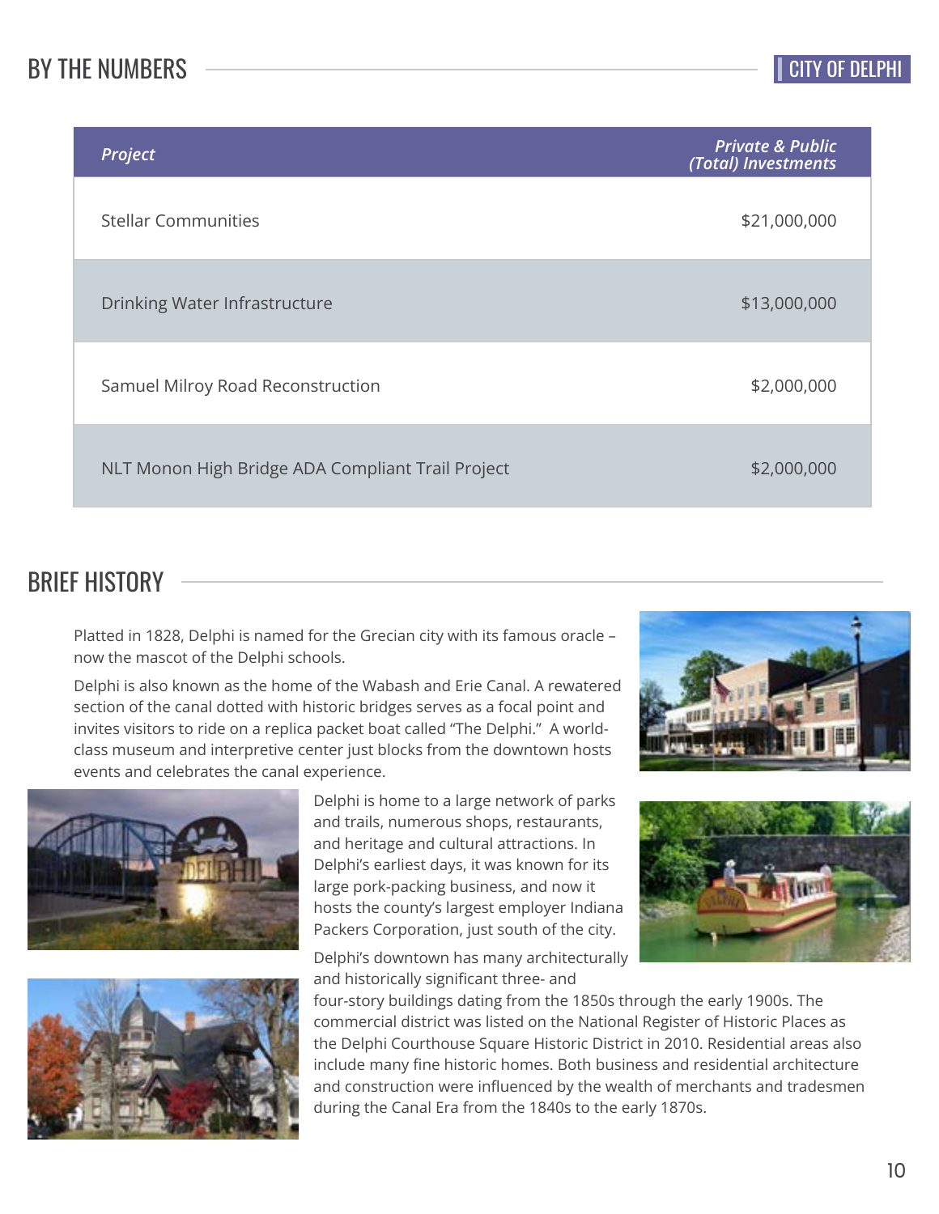## BY THE NUMBERS

CITY OF DELPHI

| *Project* | *Private & Public (Total) Investments* |
|---|---|
| Stellar Communities | $21,000,000 |
| Drinking Water Infrastructure | $13,000,000 |
| Samuel Milroy Road Reconstruction | $2,000,000 |
| NLT Monon High Bridge ADA Compliant Trail Project | $2,000,000 |

## BRIEF HISTORY

Platted in 1828, Delphi is named for the Grecian city with its famous oracle – now the mascot of the Delphi schools.

Delphi is also known as the home of the Wabash and Erie Canal. A rewatered section of the canal dotted with historic bridges serves as a focal point and invites visitors to ride on a replica packet boat called "The Delphi." A world-class museum and interpretive center just blocks from the downtown hosts events and celebrates the canal experience.

Delphi is home to a large network of parks and trails, numerous shops, restaurants, and heritage and cultural attractions. In Delphi's earliest days, it was known for its large pork-packing business, and now it hosts the county's largest employer Indiana Packers Corporation, just south of the city.

Delphi's downtown has many architecturally and historically significant three- and four-story buildings dating from the 1850s through the early 1900s. The commercial district was listed on the National Register of Historic Places as the Delphi Courthouse Square Historic District in 2010. Residential areas also include many fine historic homes. Both business and residential architecture and construction were influenced by the wealth of merchants and tradesmen during the Canal Era from the 1840s to the early 1870s.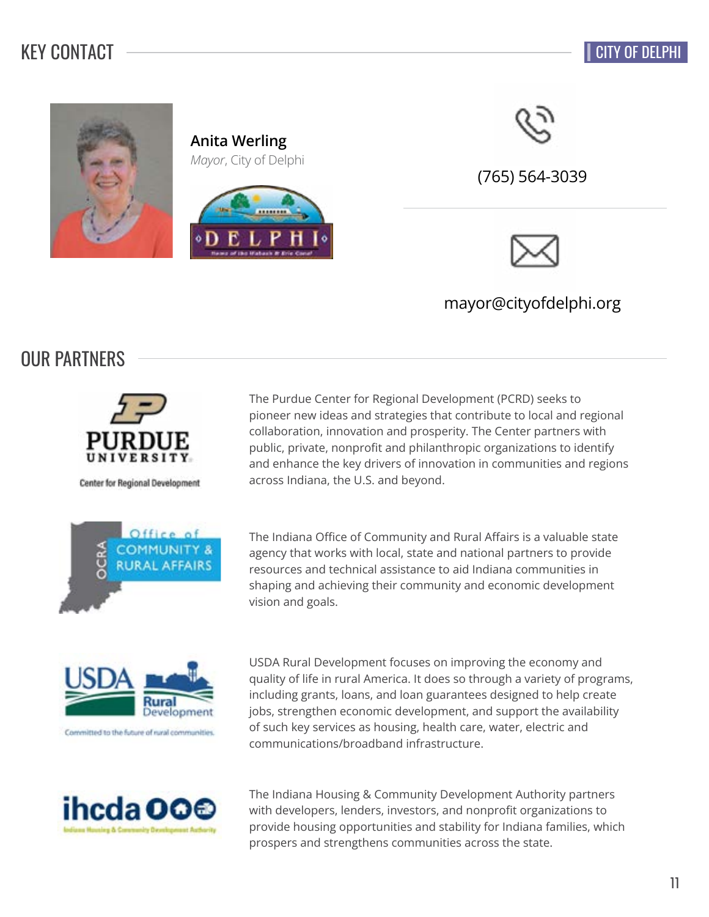## KEY CONTACT

CITY OF DELPHI

**Anita Werling**
*Mayor*, City of Delphi

(765) 564-3039

mayor@cityofdelphi.org

## OUR PARTNERS

The Purdue Center for Regional Development (PCRD) seeks to pioneer new ideas and strategies that contribute to local and regional collaboration, innovation and prosperity. The Center partners with public, private, nonprofit and philanthropic organizations to identify and enhance the key drivers of innovation in communities and regions across Indiana, the U.S. and beyond.

The Indiana Office of Community and Rural Affairs is a valuable state agency that works with local, state and national partners to provide resources and technical assistance to aid Indiana communities in shaping and achieving their community and economic development vision and goals.

USDA Rural Development focuses on improving the economy and quality of life in rural America. It does so through a variety of programs, including grants, loans, and loan guarantees designed to help create jobs, strengthen economic development, and support the availability of such key services as housing, health care, water, electric and communications/broadband infrastructure.

The Indiana Housing & Community Development Authority partners with developers, lenders, investors, and nonprofit organizations to provide housing opportunities and stability for Indiana families, which prospers and strengthens communities across the state.